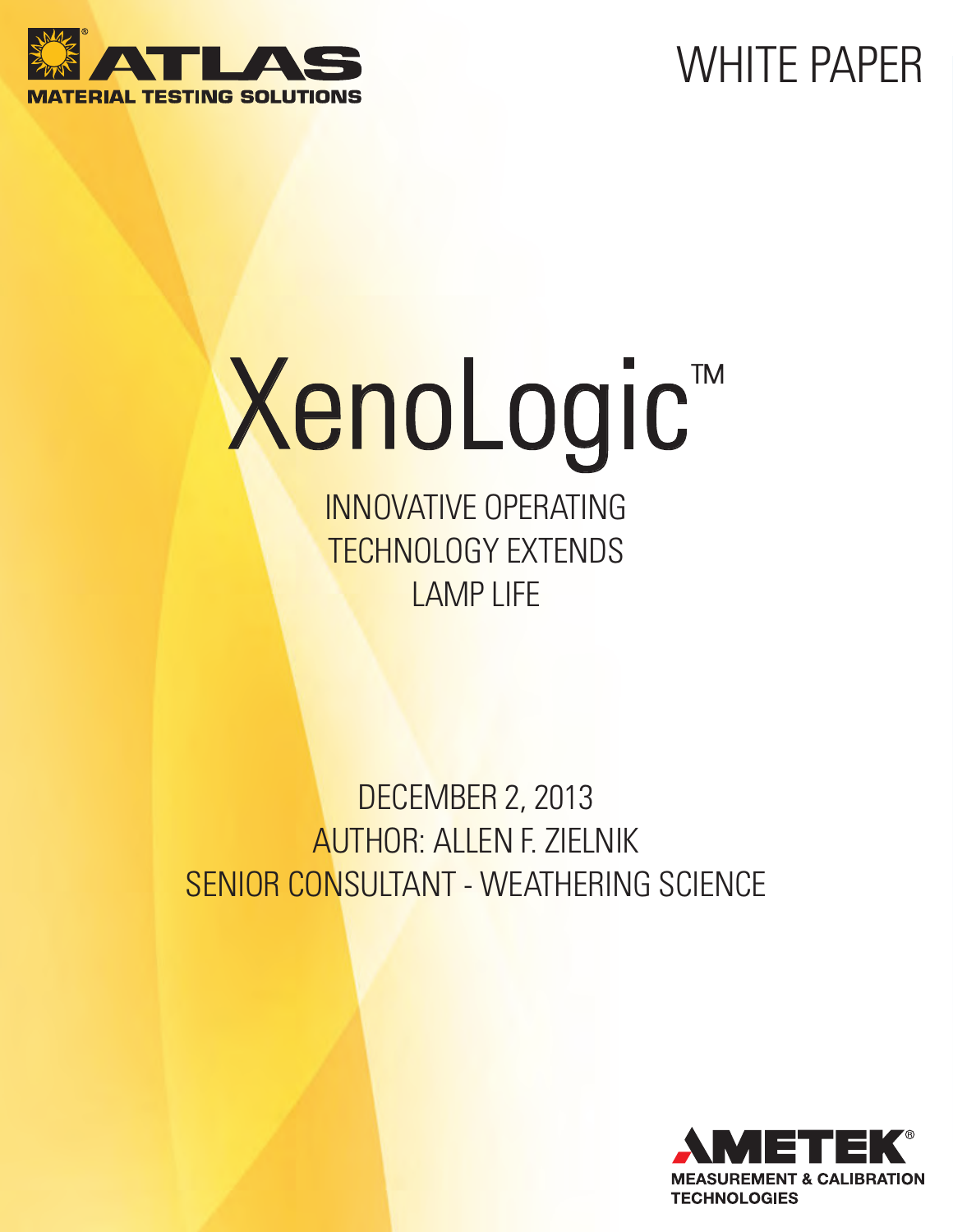ATLAS

MATERIAL TESTING SOLUTIONS

WHITE PAPER

# XenoLogic™

## INNOVATIVE OPERATING TECHNOLOGY EXTENDS LAMP LIFE

DECEMBER 2, 2013

AUTHOR: ALLEN F. ZIELNIK

SENIOR CONSULTANT - WEATHERING SCIENCE

AMETEK®

MEASUREMENT & CALIBRATION TECHNOLOGIES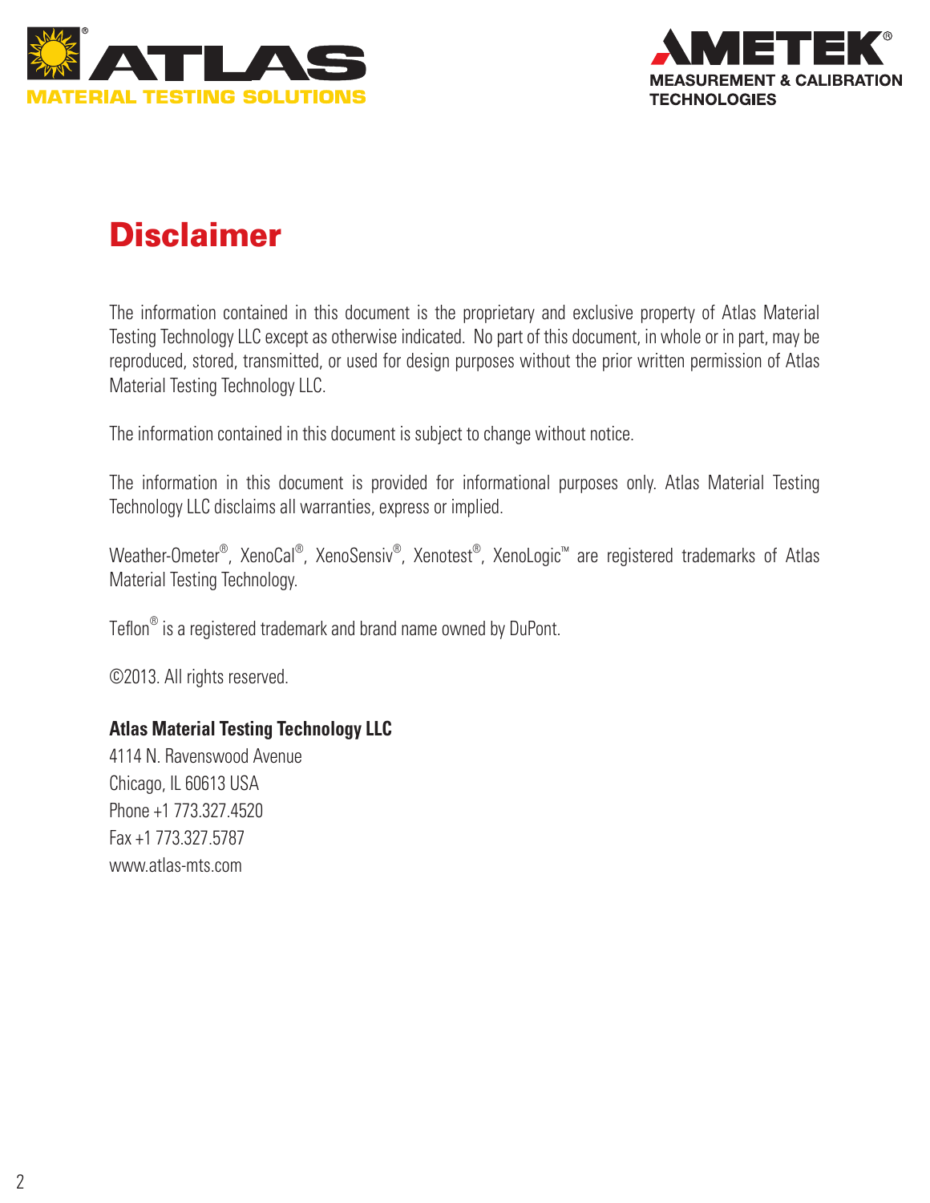ATLAS®

MATERIAL TESTING SOLUTIONS

AMETEK®

MEASUREMENT & CALIBRATION TECHNOLOGIES

# Disclaimer

The information contained in this document is the proprietary and exclusive property of Atlas Material Testing Technology LLC except as otherwise indicated. No part of this document, in whole or in part, may be reproduced, stored, transmitted, or used for design purposes without the prior written permission of Atlas Material Testing Technology LLC.

The information contained in this document is subject to change without notice.

The information in this document is provided for informational purposes only. Atlas Material Testing Technology LLC disclaims all warranties, express or implied.

Weather-Ometer®, XenoCal®, XenoSensiv®, Xenotest®, XenoLogic™ are registered trademarks of Atlas Material Testing Technology.

Teflon® is a registered trademark and brand name owned by DuPont.

©2013. All rights reserved.

**Atlas Material Testing Technology LLC**
4114 N. Ravenswood Avenue
Chicago, IL 60613 USA
Phone +1 773.327.4520
Fax +1 773.327.5787
www.atlas-mts.com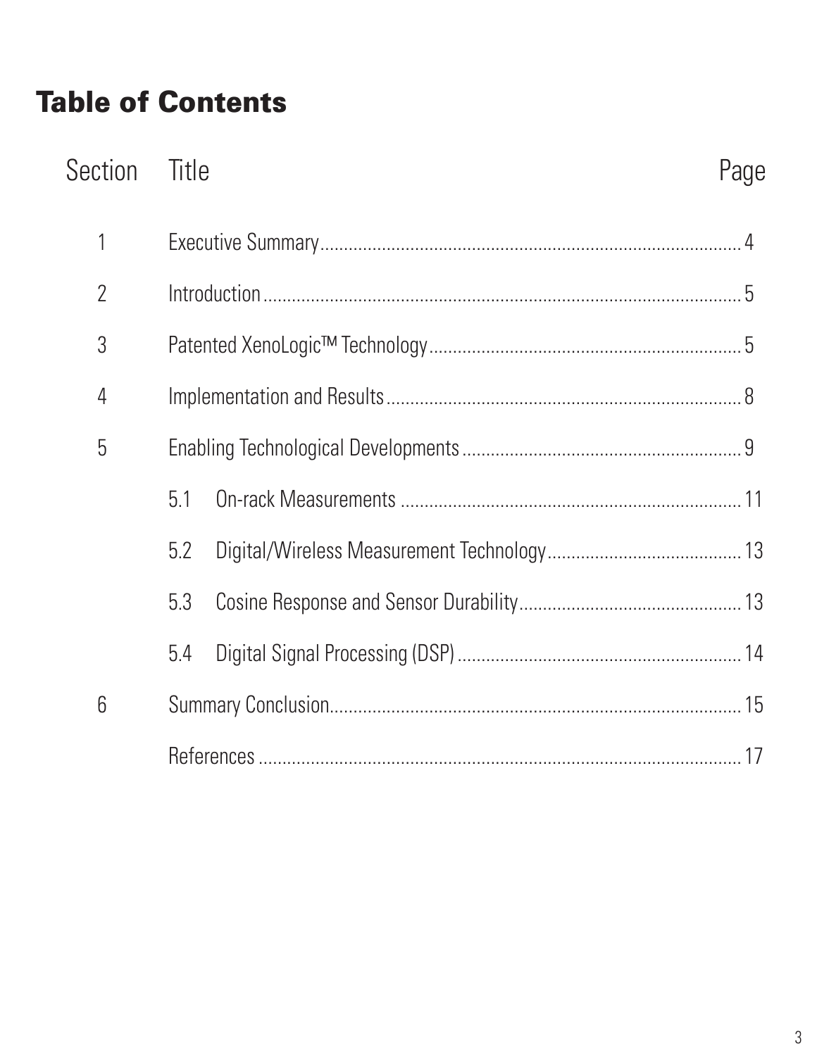# Table of Contents

| Section | Title | Page |
|---|---|---|
| 1 | Executive Summary | 4 |
| 2 | Introduction | 5 |
| 3 | Patented XenoLogic™ Technology | 5 |
| 4 | Implementation and Results | 8 |
| 5 | Enabling Technological Developments | 9 |
| | 5.1 On-rack Measurements | 11 |
| | 5.2 Digital/Wireless Measurement Technology | 13 |
| | 5.3 Cosine Response and Sensor Durability | 13 |
| | 5.4 Digital Signal Processing (DSP) | 14 |
| 6 | Summary Conclusion | 15 |
| | References | 17 |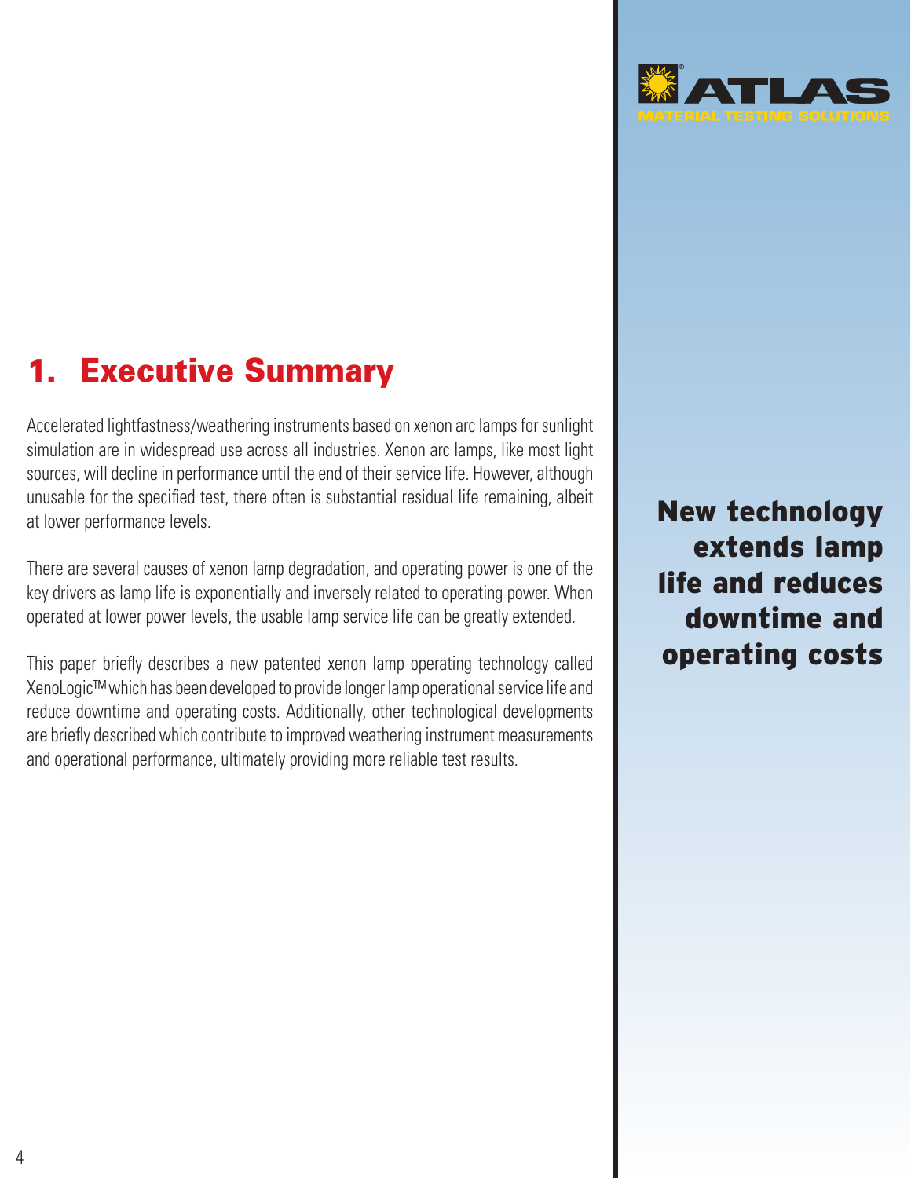## 1. Executive Summary

Accelerated lightfastness/weathering instruments based on xenon arc lamps for sunlight simulation are in widespread use across all industries. Xenon arc lamps, like most light sources, will decline in performance until the end of their service life. However, although unusable for the specified test, there often is substantial residual life remaining, albeit at lower performance levels.

There are several causes of xenon lamp degradation, and operating power is one of the key drivers as lamp life is exponentially and inversely related to operating power. When operated at lower power levels, the usable lamp service life can be greatly extended.

This paper briefly describes a new patented xenon lamp operating technology called XenoLogic™ which has been developed to provide longer lamp operational service life and reduce downtime and operating costs. Additionally, other technological developments are briefly described which contribute to improved weathering instrument measurements and operational performance, ultimately providing more reliable test results.

**New technology extends lamp life and reduces downtime and operating costs**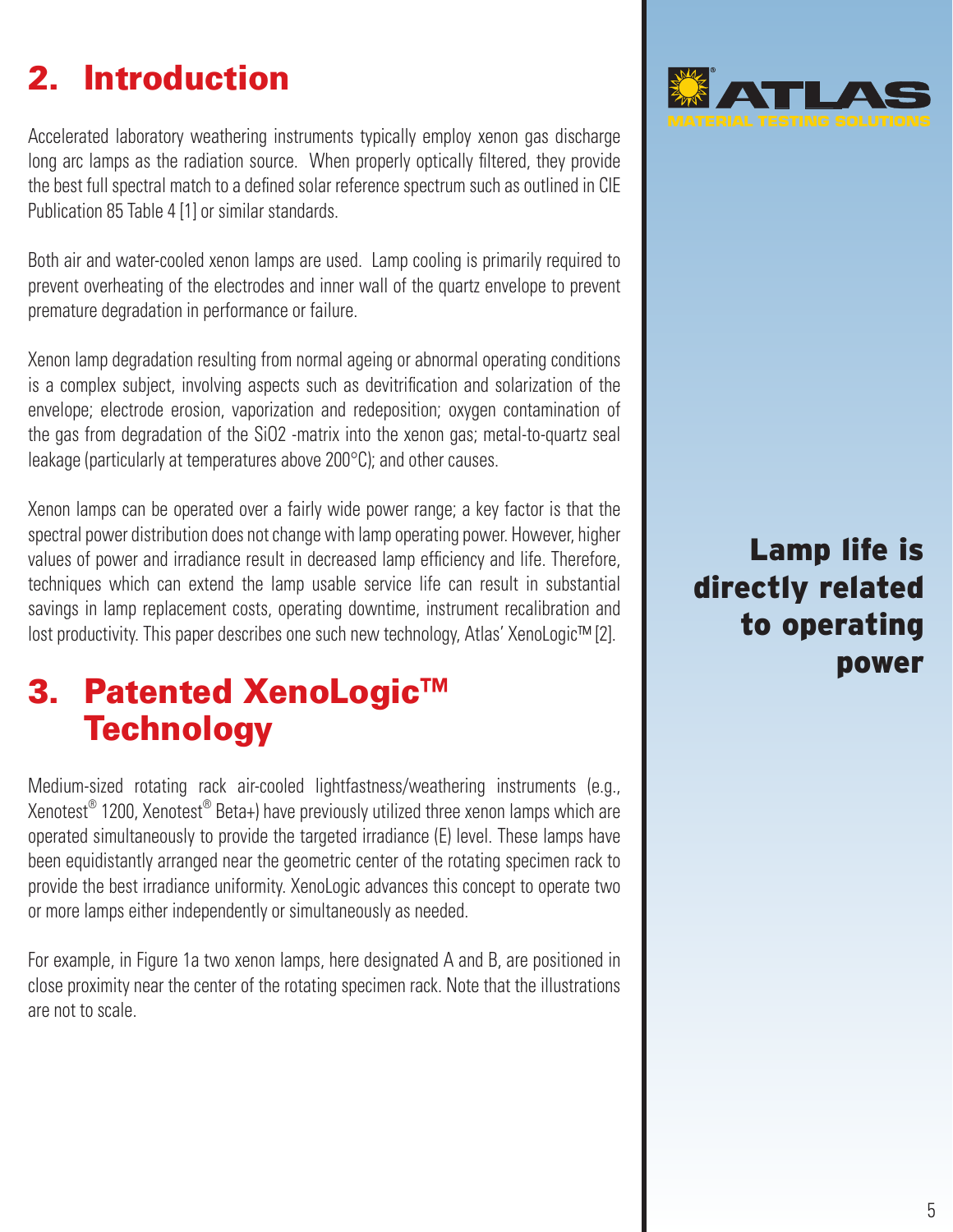## 2. Introduction

Accelerated laboratory weathering instruments typically employ xenon gas discharge long arc lamps as the radiation source. When properly optically filtered, they provide the best full spectral match to a defined solar reference spectrum such as outlined in CIE Publication 85 Table 4 [1] or similar standards.

Both air and water-cooled xenon lamps are used. Lamp cooling is primarily required to prevent overheating of the electrodes and inner wall of the quartz envelope to prevent premature degradation in performance or failure.

Xenon lamp degradation resulting from normal ageing or abnormal operating conditions is a complex subject, involving aspects such as devitrification and solarization of the envelope; electrode erosion, vaporization and redeposition; oxygen contamination of the gas from degradation of the $SiO_2$ -matrix into the xenon gas; metal-to-quartz seal leakage (particularly at temperatures above 200°C); and other causes.

Xenon lamps can be operated over a fairly wide power range; a key factor is that the spectral power distribution does not change with lamp operating power. However, higher values of power and irradiance result in decreased lamp efficiency and life. Therefore, techniques which can extend the lamp usable service life can result in substantial savings in lamp replacement costs, operating downtime, instrument recalibration and lost productivity. This paper describes one such new technology, Atlas' XenoLogic™ [2].

**Lamp life is directly related to operating power**

## 3. Patented XenoLogic™ Technology

Medium-sized rotating rack air-cooled lightfastness/weathering instruments (e.g., Xenotest® 1200, Xenotest® Beta+) have previously utilized three xenon lamps which are operated simultaneously to provide the targeted irradiance (E) level. These lamps have been equidistantly arranged near the geometric center of the rotating specimen rack to provide the best irradiance uniformity. XenoLogic advances this concept to operate two or more lamps either independently or simultaneously as needed.

For example, in Figure 1a two xenon lamps, here designated A and B, are positioned in close proximity near the center of the rotating specimen rack. Note that the illustrations are not to scale.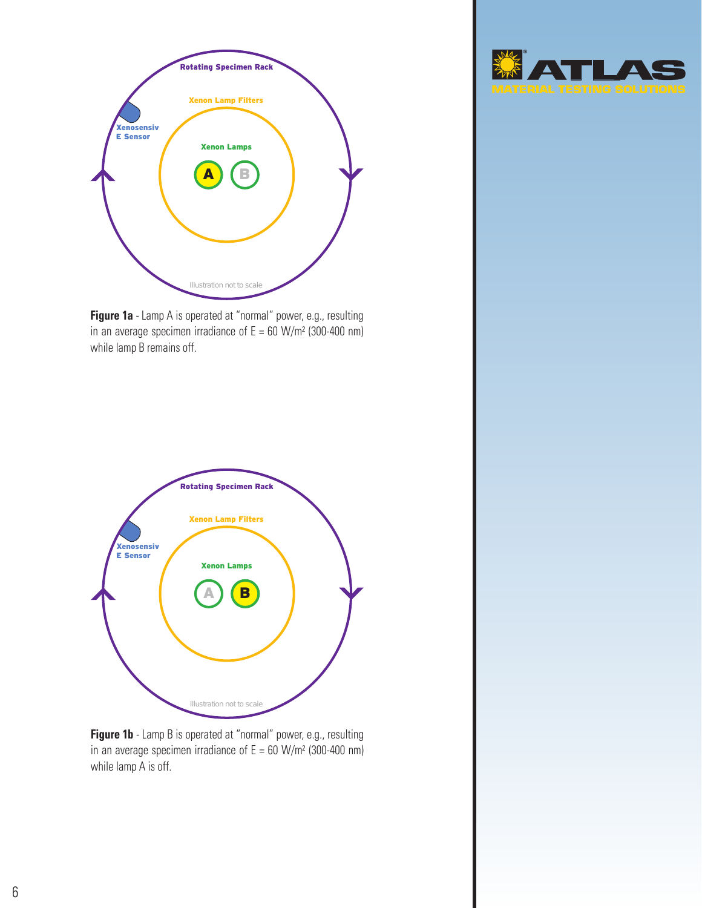Rotating Specimen Rack

Xenon Lamp Filters

Xenosensiv E Sensor

Xenon Lamps

A B

Illustration not to scale

**Figure 1a** - Lamp A is operated at "normal" power, e.g., resulting in an average specimen irradiance of E = 60 W/m² (300-400 nm) while lamp B remains off.

Rotating Specimen Rack

Xenon Lamp Filters

Xenosensiv E Sensor

Xenon Lamps

A B

Illustration not to scale

**Figure 1b** - Lamp B is operated at "normal" power, e.g., resulting in an average specimen irradiance of E = 60 W/m² (300-400 nm) while lamp A is off.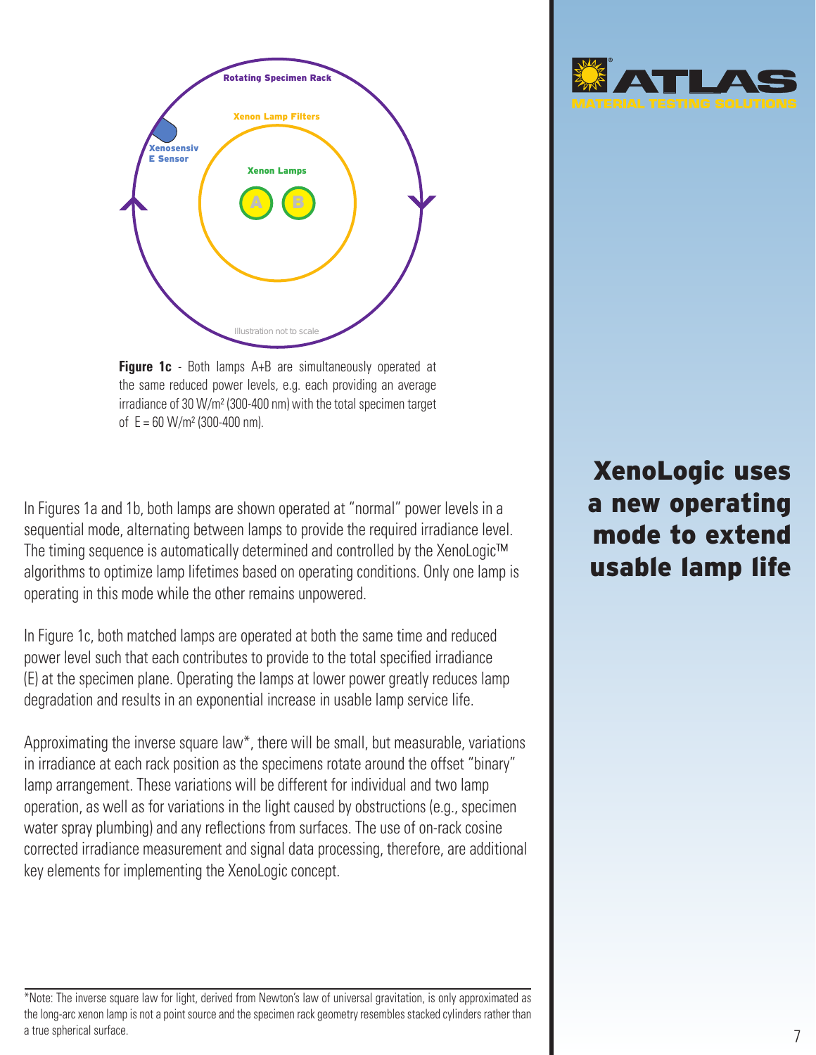**Figure 1c** - Both lamps A+B are simultaneously operated at the same reduced power levels, e.g. each providing an average irradiance of 30 W/m² (300-400 nm) with the total specimen target of E = 60 W/m² (300-400 nm).

In Figures 1a and 1b, both lamps are shown operated at "normal" power levels in a sequential mode, alternating between lamps to provide the required irradiance level. The timing sequence is automatically determined and controlled by the XenoLogic™ algorithms to optimize lamp lifetimes based on operating conditions. Only one lamp is operating in this mode while the other remains unpowered.

In Figure 1c, both matched lamps are operated at both the same time and reduced power level such that each contributes to provide to the total specified irradiance (E) at the specimen plane. Operating the lamps at lower power greatly reduces lamp degradation and results in an exponential increase in usable lamp service life.

Approximating the inverse square law*, there will be small, but measurable, variations in irradiance at each rack position as the specimens rotate around the offset "binary" lamp arrangement. These variations will be different for individual and two lamp operation, as well as for variations in the light caused by obstructions (e.g., specimen water spray plumbing) and any reflections from surfaces. The use of on-rack cosine corrected irradiance measurement and signal data processing, therefore, are additional key elements for implementing the XenoLogic concept.

## XenoLogic uses a new operating mode to extend usable lamp life

*Note: The inverse square law for light, derived from Newton's law of universal gravitation, is only approximated as the long-arc xenon lamp is not a point source and the specimen rack geometry resembles stacked cylinders rather than a true spherical surface.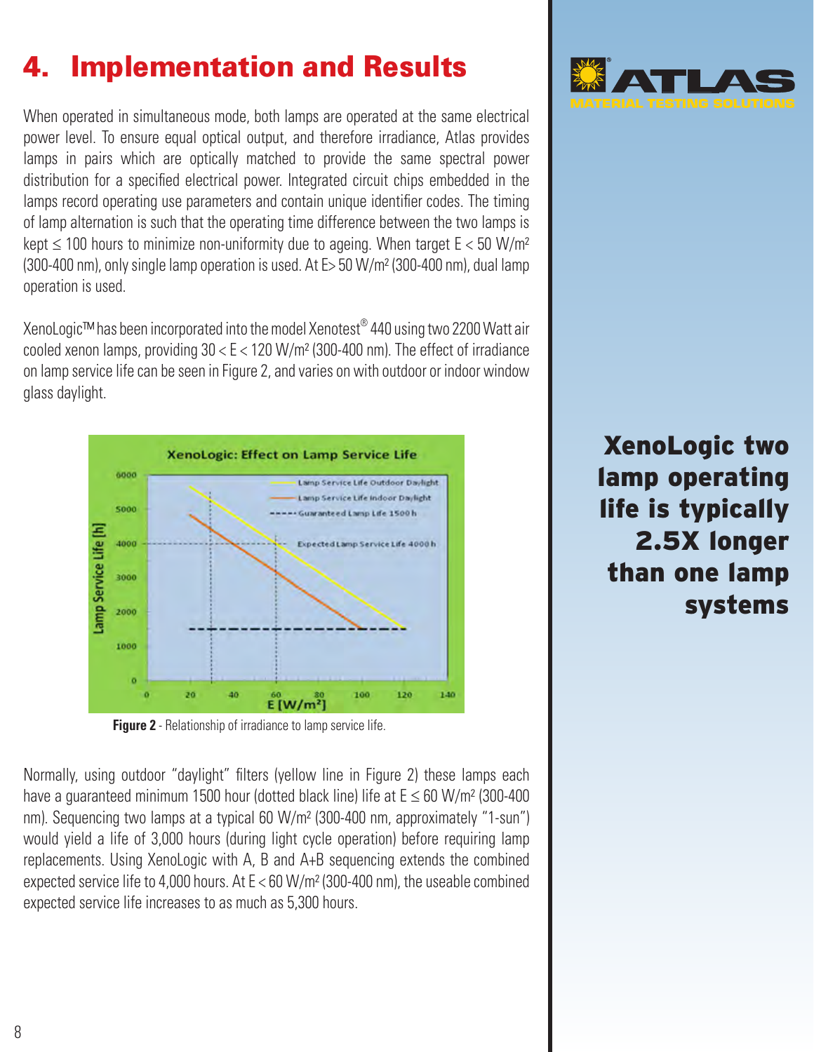# 4. Implementation and Results

When operated in simultaneous mode, both lamps are operated at the same electrical power level. To ensure equal optical output, and therefore irradiance, Atlas provides lamps in pairs which are optically matched to provide the same spectral power distribution for a specified electrical power. Integrated circuit chips embedded in the lamps record operating use parameters and contain unique identifier codes. The timing of lamp alternation is such that the operating time difference between the two lamps is kept ≤ 100 hours to minimize non-uniformity due to ageing. When target E < 50 W/m² (300-400 nm), only single lamp operation is used. At E> 50 W/m² (300-400 nm), dual lamp operation is used.

XenoLogic™ has been incorporated into the model Xenotest® 440 using two 2200 Watt air cooled xenon lamps, providing 30 < E < 120 W/m² (300-400 nm). The effect of irradiance on lamp service life can be seen in Figure 2, and varies on with outdoor or indoor window glass daylight.

**Figure 2** - Relationship of irradiance to lamp service life.

Normally, using outdoor "daylight" filters (yellow line in Figure 2) these lamps each have a guaranteed minimum 1500 hour (dotted black line) life at E ≤ 60 W/m² (300-400 nm). Sequencing two lamps at a typical 60 W/m² (300-400 nm, approximately "1-sun") would yield a life of 3,000 hours (during light cycle operation) before requiring lamp replacements. Using XenoLogic with A, B and A+B sequencing extends the combined expected service life to 4,000 hours. At E < 60 W/m² (300-400 nm), the useable combined expected service life increases to as much as 5,300 hours.

**XenoLogic two lamp operating life is typically 2.5X longer than one lamp systems**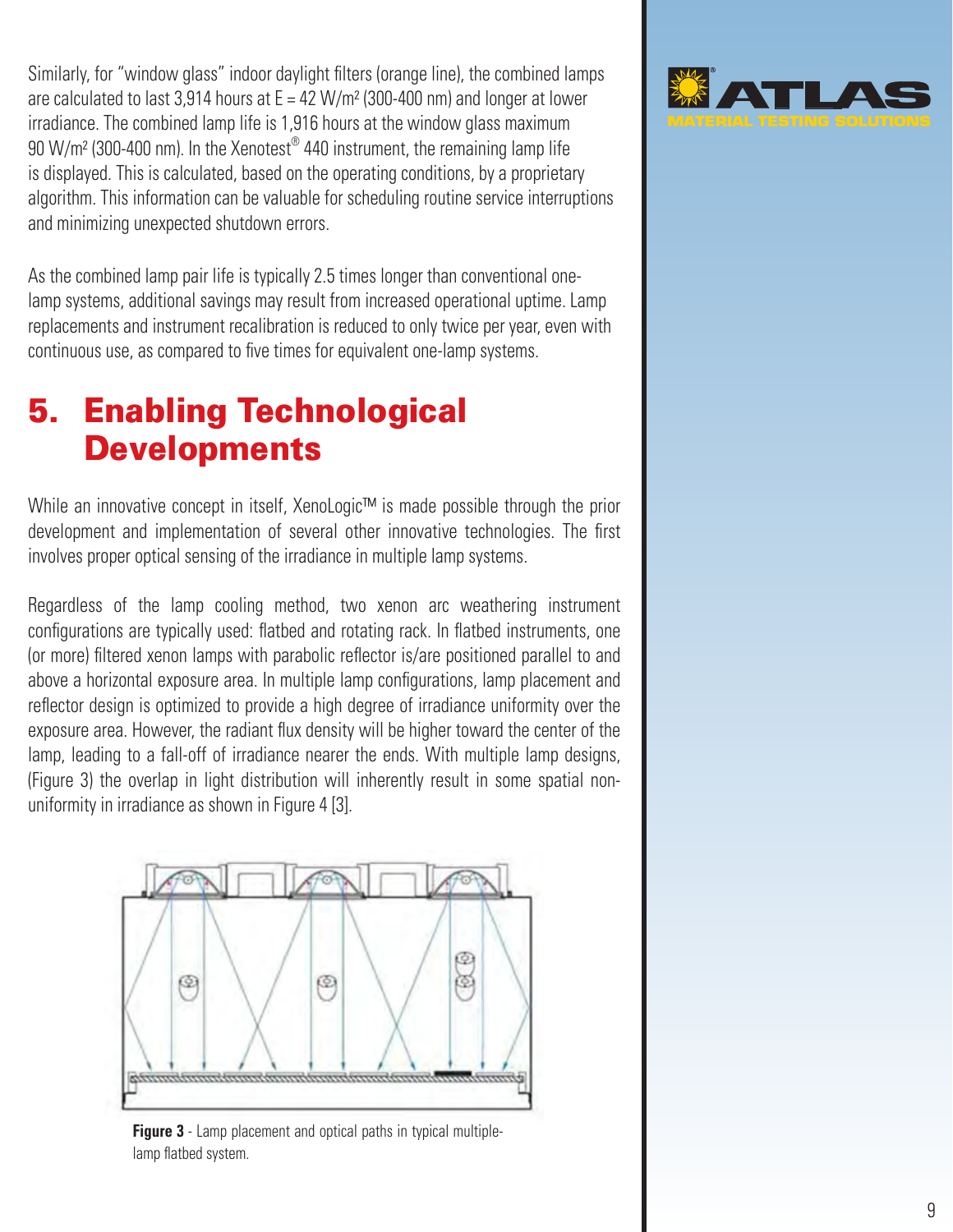Similarly, for "window glass" indoor daylight filters (orange line), the combined lamps are calculated to last 3,914 hours at E = 42 W/m² (300-400 nm) and longer at lower irradiance. The combined lamp life is 1,916 hours at the window glass maximum 90 W/m² (300-400 nm). In the Xenotest® 440 instrument, the remaining lamp life is displayed. This is calculated, based on the operating conditions, by a proprietary algorithm. This information can be valuable for scheduling routine service interruptions and minimizing unexpected shutdown errors.

As the combined lamp pair life is typically 2.5 times longer than conventional one-lamp systems, additional savings may result from increased operational uptime. Lamp replacements and instrument recalibration is reduced to only twice per year, even with continuous use, as compared to five times for equivalent one-lamp systems.

## 5. Enabling Technological Developments

While an innovative concept in itself, XenoLogic™ is made possible through the prior development and implementation of several other innovative technologies. The first involves proper optical sensing of the irradiance in multiple lamp systems.

Regardless of the lamp cooling method, two xenon arc weathering instrument configurations are typically used: flatbed and rotating rack. In flatbed instruments, one (or more) filtered xenon lamps with parabolic reflector is/are positioned parallel to and above a horizontal exposure area. In multiple lamp configurations, lamp placement and reflector design is optimized to provide a high degree of irradiance uniformity over the exposure area. However, the radiant flux density will be higher toward the center of the lamp, leading to a fall-off of irradiance nearer the ends. With multiple lamp designs, (Figure 3) the overlap in light distribution will inherently result in some spatial non-uniformity in irradiance as shown in Figure 4 [3].

**Figure 3** - Lamp placement and optical paths in typical multiple-lamp flatbed system.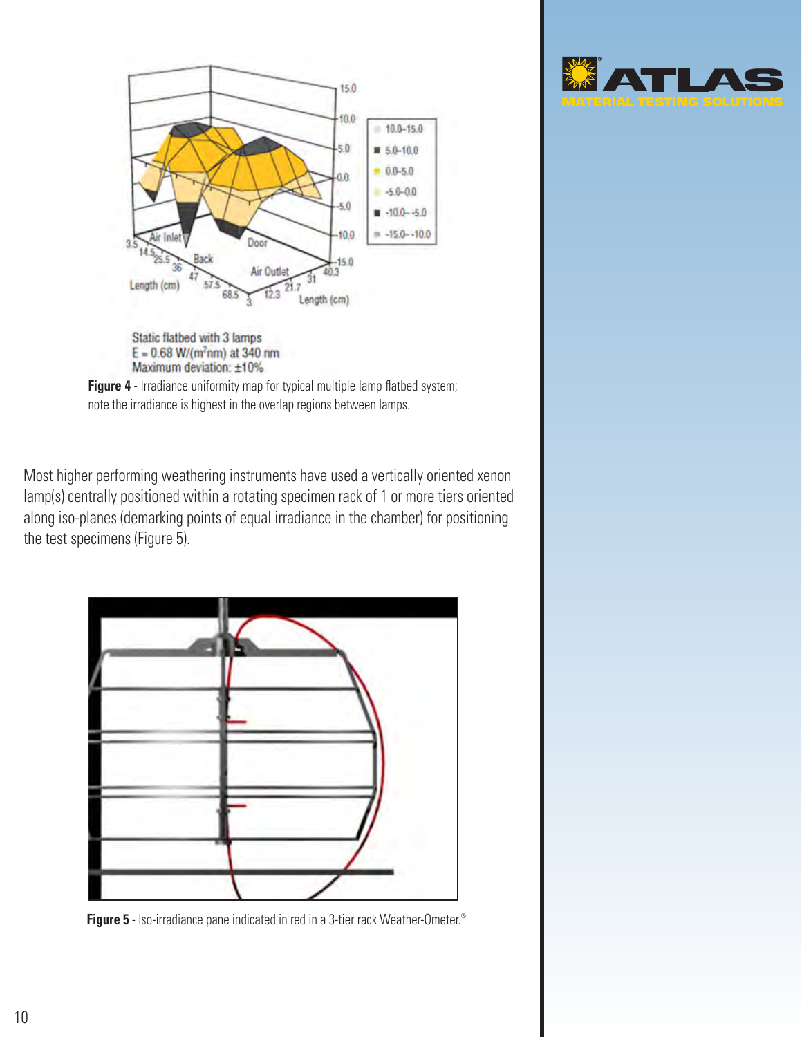Static flatbed with 3 lamps
E = 0.68 W/($m^2$nm) at 340 nm
Maximum deviation: ±10%

**Figure 4** - Irradiance uniformity map for typical multiple lamp flatbed system; note the irradiance is highest in the overlap regions between lamps.

Most higher performing weathering instruments have used a vertically oriented xenon lamp(s) centrally positioned within a rotating specimen rack of 1 or more tiers oriented along iso-planes (demarking points of equal irradiance in the chamber) for positioning the test specimens (Figure 5).

**Figure 5** - Iso-irradiance pane indicated in red in a 3-tier rack Weather-Ometer.®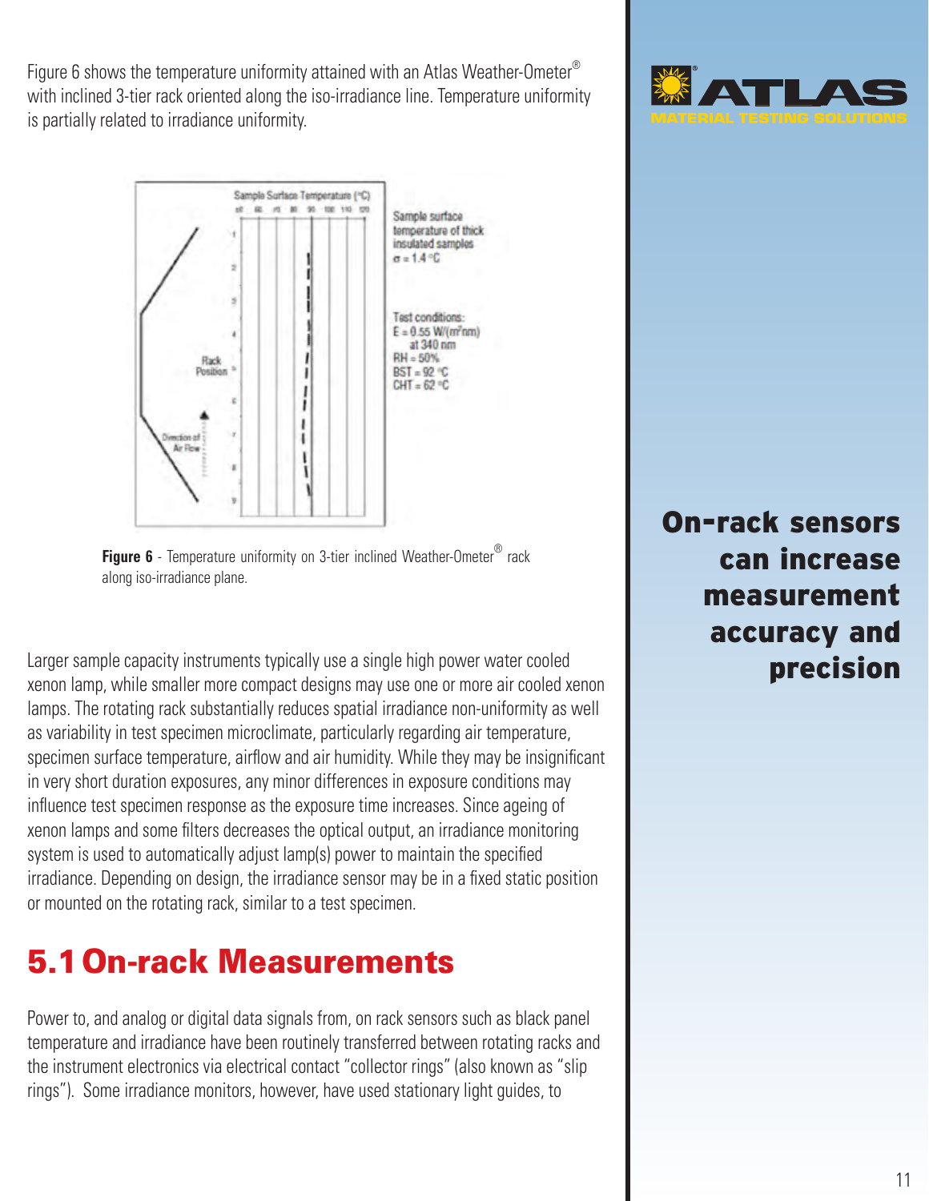Figure 6 shows the temperature uniformity attained with an Atlas Weather-Ometer® with inclined 3-tier rack oriented along the iso-irradiance line. Temperature uniformity is partially related to irradiance uniformity.

**Figure 6** - Temperature uniformity on 3-tier inclined Weather-Ometer® rack along iso-irradiance plane.

Larger sample capacity instruments typically use a single high power water cooled xenon lamp, while smaller more compact designs may use one or more air cooled xenon lamps. The rotating rack substantially reduces spatial irradiance non-uniformity as well as variability in test specimen microclimate, particularly regarding air temperature, specimen surface temperature, airflow and air humidity. While they may be insignificant in very short duration exposures, any minor differences in exposure conditions may influence test specimen response as the exposure time increases. Since ageing of xenon lamps and some filters decreases the optical output, an irradiance monitoring system is used to automatically adjust lamp(s) power to maintain the specified irradiance. Depending on design, the irradiance sensor may be in a fixed static position or mounted on the rotating rack, similar to a test specimen.

**On-rack sensors can increase measurement accuracy and precision**

## 5.1 On-rack Measurements

Power to, and analog or digital data signals from, on rack sensors such as black panel temperature and irradiance have been routinely transferred between rotating racks and the instrument electronics via electrical contact "collector rings" (also known as "slip rings"). Some irradiance monitors, however, have used stationary light guides, to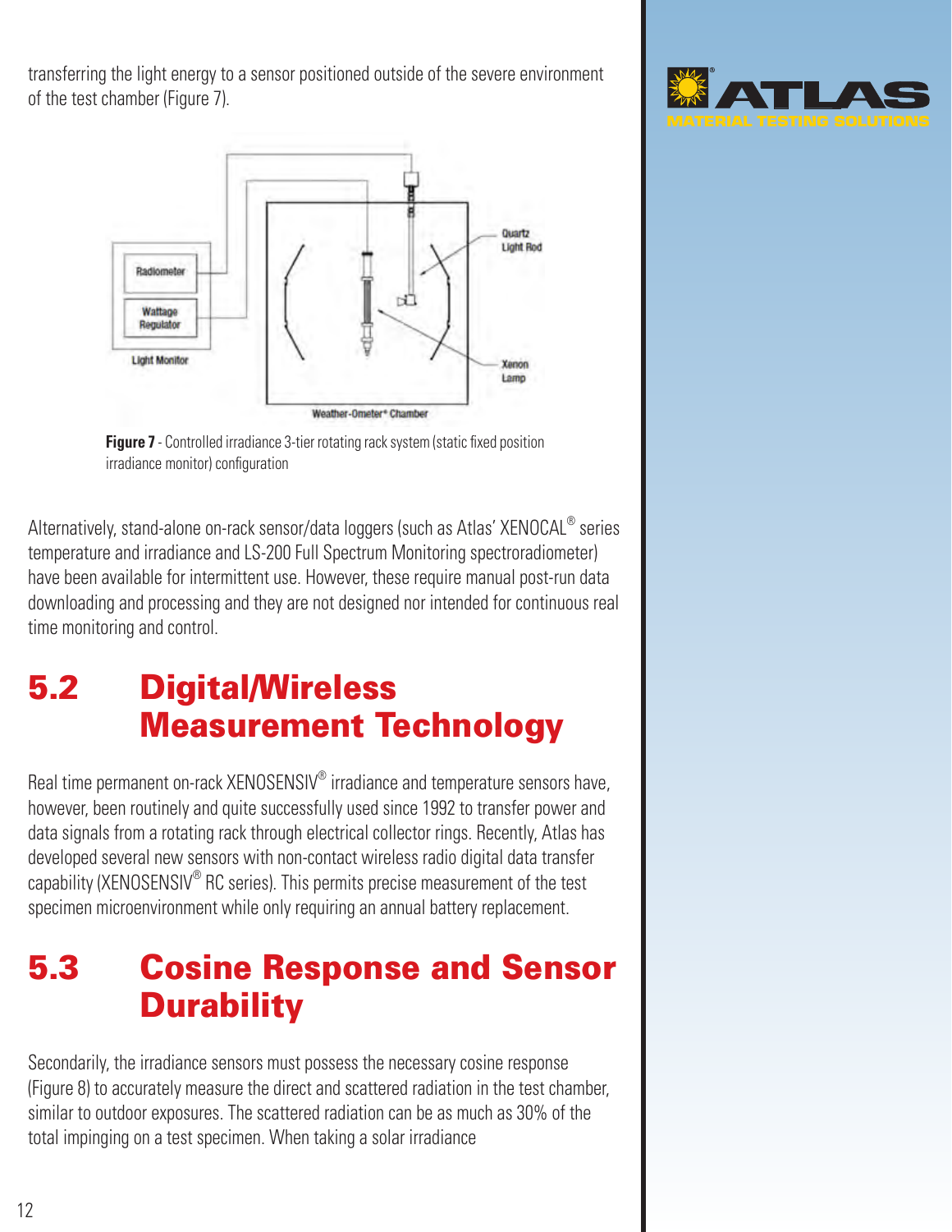transferring the light energy to a sensor positioned outside of the severe environment of the test chamber (Figure 7).

**Figure 7** - Controlled irradiance 3-tier rotating rack system (static fixed position irradiance monitor) configuration

Alternatively, stand-alone on-rack sensor/data loggers (such as Atlas' XENOCAL® series temperature and irradiance and LS-200 Full Spectrum Monitoring spectroradiometer) have been available for intermittent use. However, these require manual post-run data downloading and processing and they are not designed nor intended for continuous real time monitoring and control.

## 5.2 Digital/Wireless Measurement Technology

Real time permanent on-rack XENOSENSIV® irradiance and temperature sensors have, however, been routinely and quite successfully used since 1992 to transfer power and data signals from a rotating rack through electrical collector rings. Recently, Atlas has developed several new sensors with non-contact wireless radio digital data transfer capability (XENOSENSIV® RC series). This permits precise measurement of the test specimen microenvironment while only requiring an annual battery replacement.

## 5.3 Cosine Response and Sensor Durability

Secondarily, the irradiance sensors must possess the necessary cosine response (Figure 8) to accurately measure the direct and scattered radiation in the test chamber, similar to outdoor exposures. The scattered radiation can be as much as 30% of the total impinging on a test specimen. When taking a solar irradiance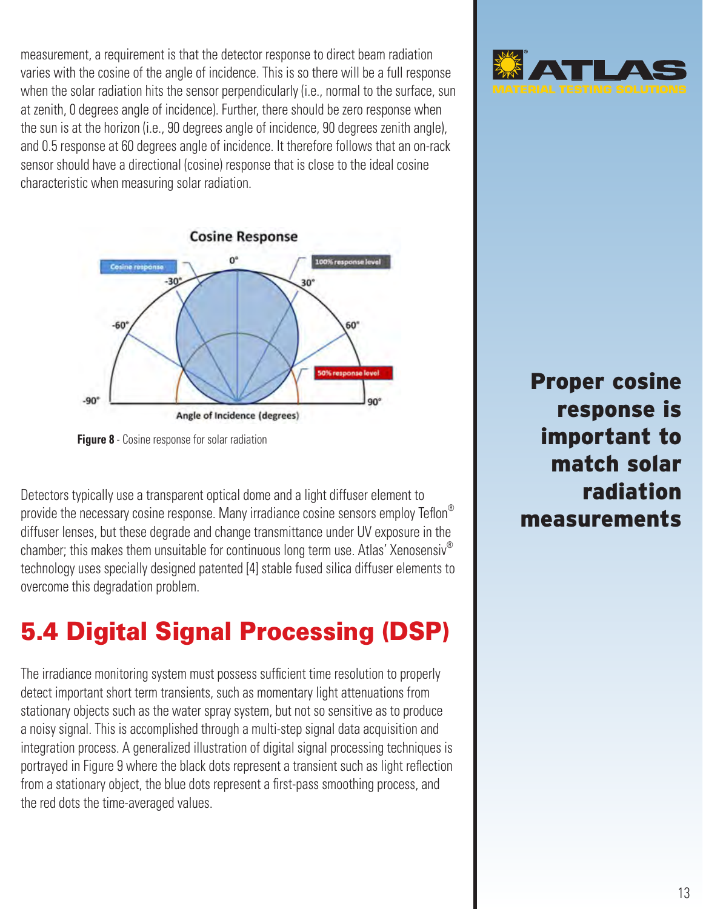measurement, a requirement is that the detector response to direct beam radiation varies with the cosine of the angle of incidence. This is so there will be a full response when the solar radiation hits the sensor perpendicularly (i.e., normal to the surface, sun at zenith, 0 degrees angle of incidence). Further, there should be zero response when the sun is at the horizon (i.e., 90 degrees angle of incidence, 90 degrees zenith angle), and 0.5 response at 60 degrees angle of incidence. It therefore follows that an on-rack sensor should have a directional (cosine) response that is close to the ideal cosine characteristic when measuring solar radiation.

**Figure 8** - Cosine response for solar radiation

Detectors typically use a transparent optical dome and a light diffuser element to provide the necessary cosine response. Many irradiance cosine sensors employ Teflon® diffuser lenses, but these degrade and change transmittance under UV exposure in the chamber; this makes them unsuitable for continuous long term use. Atlas' Xenosensiv® technology uses specially designed patented [4] stable fused silica diffuser elements to overcome this degradation problem.

**Proper cosine response is important to match solar radiation measurements**

## 5.4 Digital Signal Processing (DSP)

The irradiance monitoring system must possess sufficient time resolution to properly detect important short term transients, such as momentary light attenuations from stationary objects such as the water spray system, but not so sensitive as to produce a noisy signal. This is accomplished through a multi-step signal data acquisition and integration process. A generalized illustration of digital signal processing techniques is portrayed in Figure 9 where the black dots represent a transient such as light reflection from a stationary object, the blue dots represent a first-pass smoothing process, and the red dots the time-averaged values.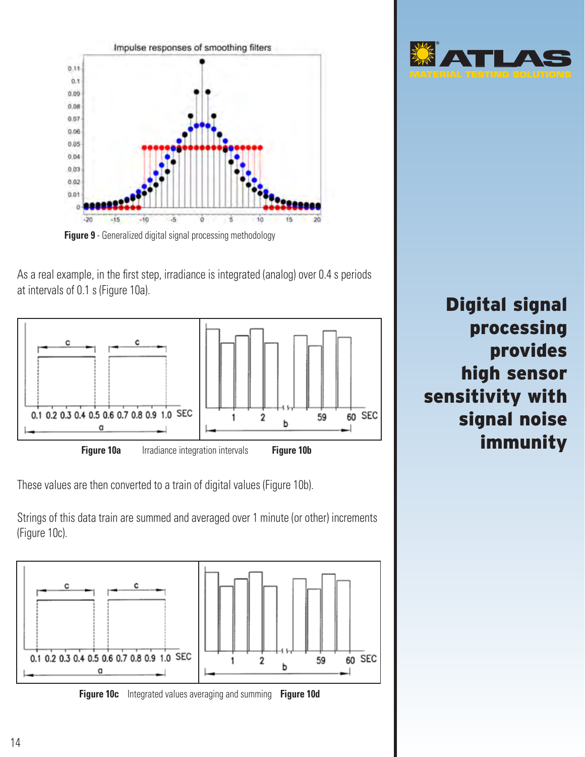Figure 9 - Generalized digital signal processing methodology

As a real example, in the first step, irradiance is integrated (analog) over 0.4 s periods at intervals of 0.1 s (Figure 10a).

**Figure 10a** Irradiance integration intervals **Figure 10b**

These values are then converted to a train of digital values (Figure 10b).

Strings of this data train are summed and averaged over 1 minute (or other) increments (Figure 10c).

**Figure 10c** Integrated values averaging and summing **Figure 10d**

## Digital signal processing provides high sensor sensitivity with signal noise immunity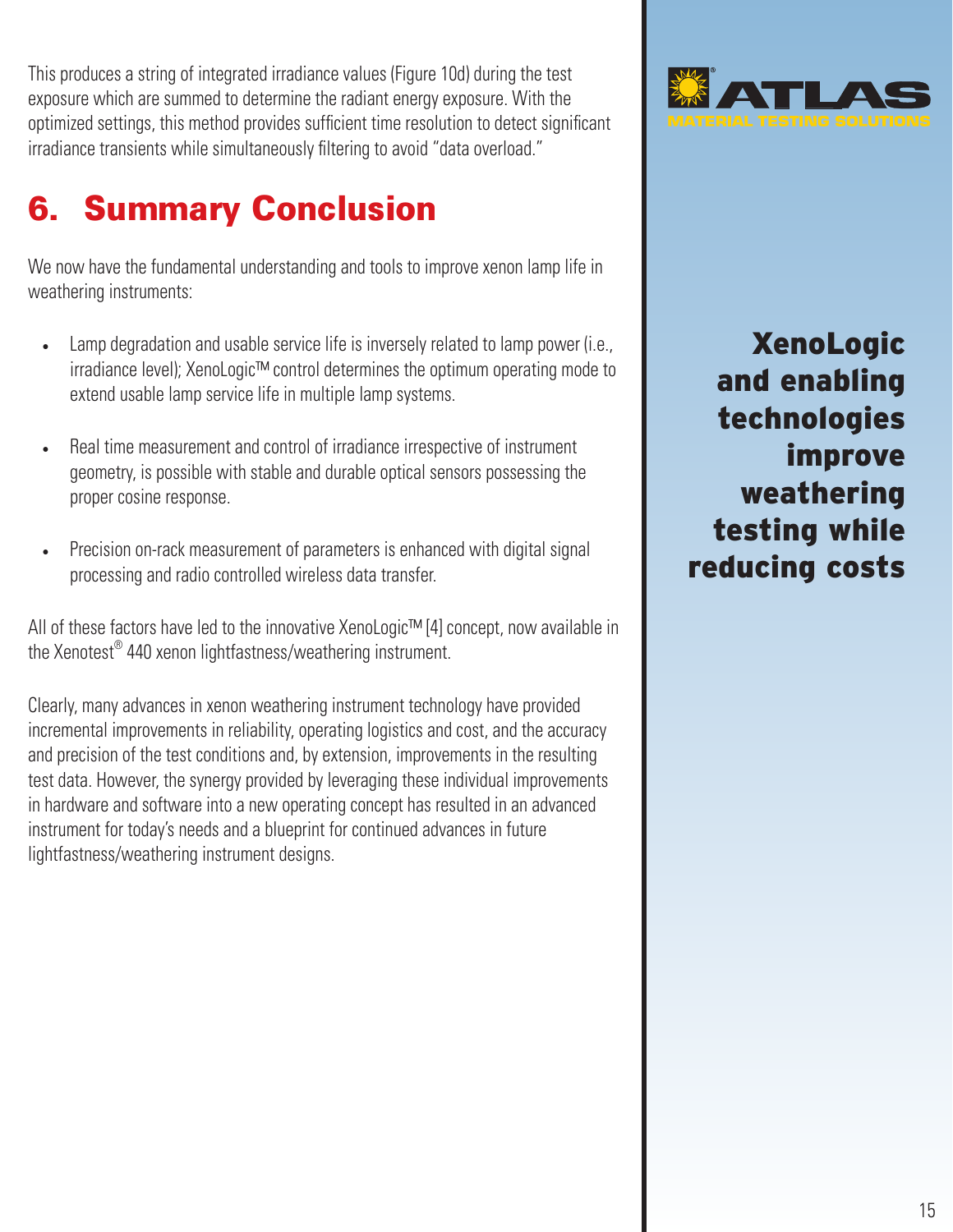This produces a string of integrated irradiance values (Figure 10d) during the test exposure which are summed to determine the radiant energy exposure. With the optimized settings, this method provides sufficient time resolution to detect significant irradiance transients while simultaneously filtering to avoid "data overload."

## 6. Summary Conclusion

We now have the fundamental understanding and tools to improve xenon lamp life in weathering instruments:

- Lamp degradation and usable service life is inversely related to lamp power (i.e., irradiance level); XenoLogic™ control determines the optimum operating mode to extend usable lamp service life in multiple lamp systems.
- Real time measurement and control of irradiance irrespective of instrument geometry, is possible with stable and durable optical sensors possessing the proper cosine response.
- Precision on-rack measurement of parameters is enhanced with digital signal processing and radio controlled wireless data transfer.

All of these factors have led to the innovative XenoLogic™ [4] concept, now available in the Xenotest® 440 xenon lightfastness/weathering instrument.

Clearly, many advances in xenon weathering instrument technology have provided incremental improvements in reliability, operating logistics and cost, and the accuracy and precision of the test conditions and, by extension, improvements in the resulting test data. However, the synergy provided by leveraging these individual improvements in hardware and software into a new operating concept has resulted in an advanced instrument for today's needs and a blueprint for continued advances in future lightfastness/weathering instrument designs.

ATLAS MATERIAL TESTING SOLUTIONS

**XenoLogic and enabling technologies improve weathering testing while reducing costs**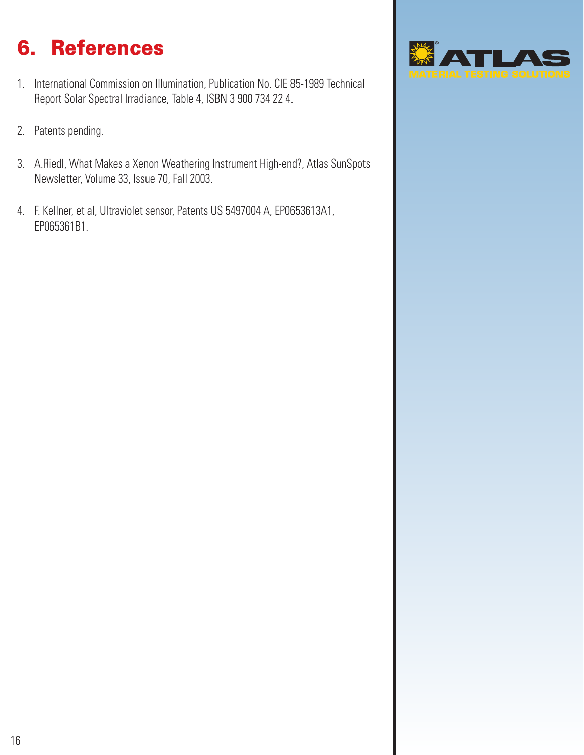# 6. References

1. International Commission on Illumination, Publication No. CIE 85-1989 Technical Report Solar Spectral Irradiance, Table 4, ISBN 3 900 734 22 4.

2. Patents pending.

3. A.Riedl, What Makes a Xenon Weathering Instrument High-end?, Atlas SunSpots Newsletter, Volume 33, Issue 70, Fall 2003.

4. F. Kellner, et al, Ultraviolet sensor, Patents US 5497004 A, EP0653613A1, EP065361B1.

ATLAS
MATERIAL TESTING SOLUTIONS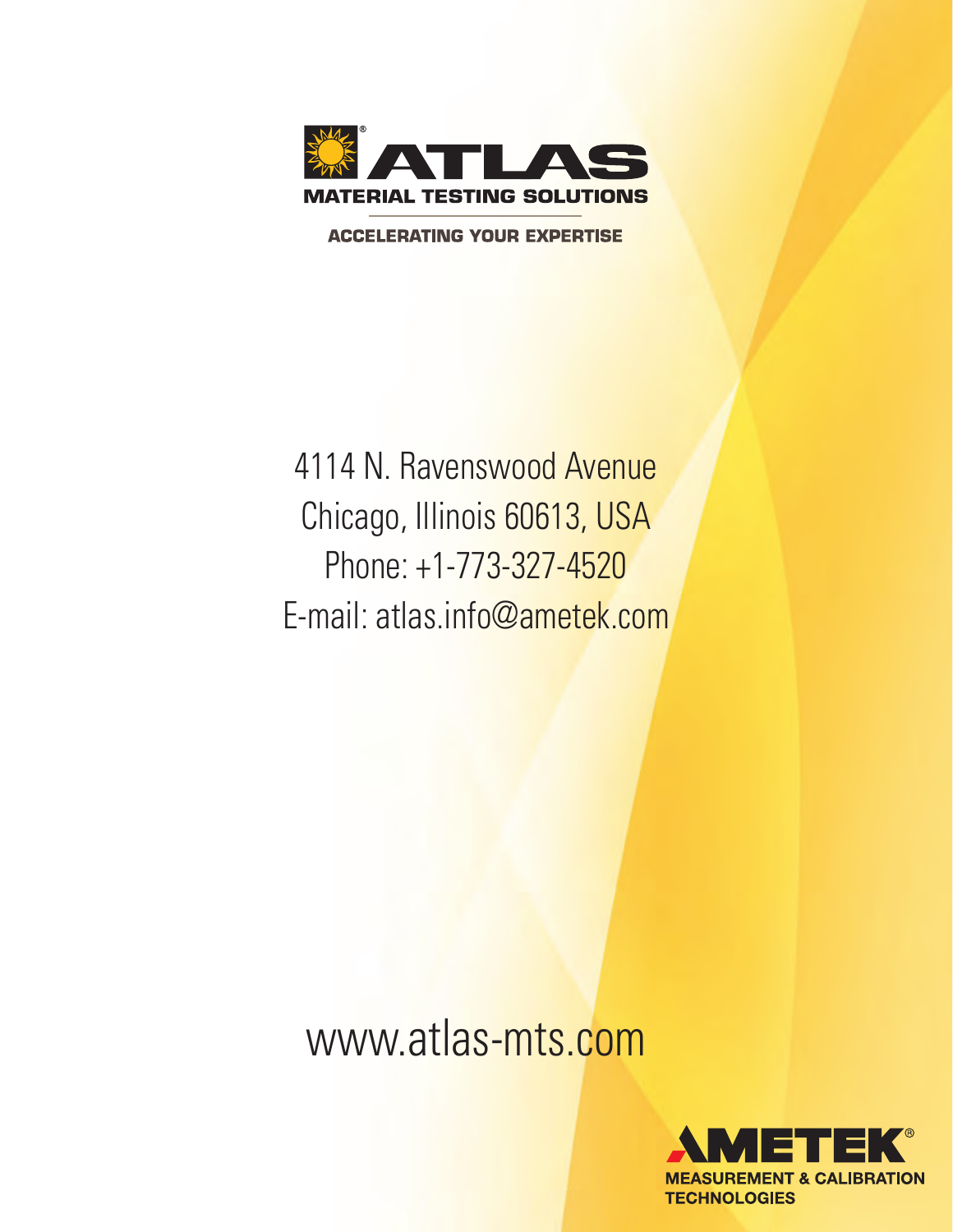ATLAS®

MATERIAL TESTING SOLUTIONS

ACCELERATING YOUR EXPERTISE

4114 N. Ravenswood Avenue
Chicago, Illinois 60613, USA
Phone: +1-773-327-4520
E-mail: atlas.info@ametek.com

www.atlas-mts.com

AMETEK®

MEASUREMENT & CALIBRATION TECHNOLOGIES